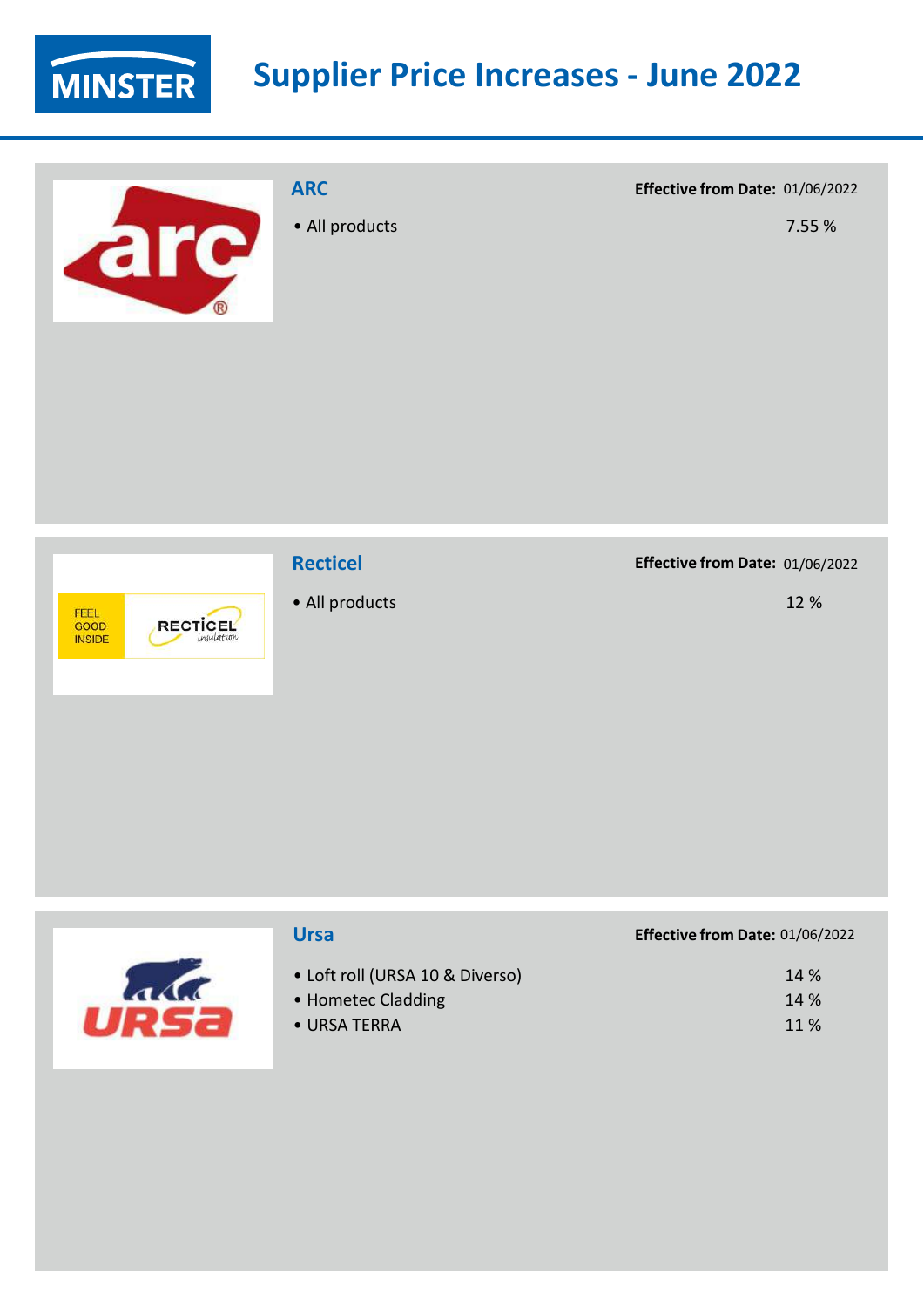# Supplier Price Increases - June 2022

## ARC

**Effective from Date:** 01/06/2022

| Product | Increase |
|---|---|
| • All products | 7.55 % |

## Recticel

**Effective from Date:** 01/06/2022

| Product | Increase |
|---|---|
| • All products | 12 % |

## Ursa

**Effective from Date:** 01/06/2022

| Product | Increase |
|---|---|
| • Loft roll (URSA 10 & Diverso) | 14 % |
| • Hometec Cladding | 14 % |
| • URSA TERRA | 11 % |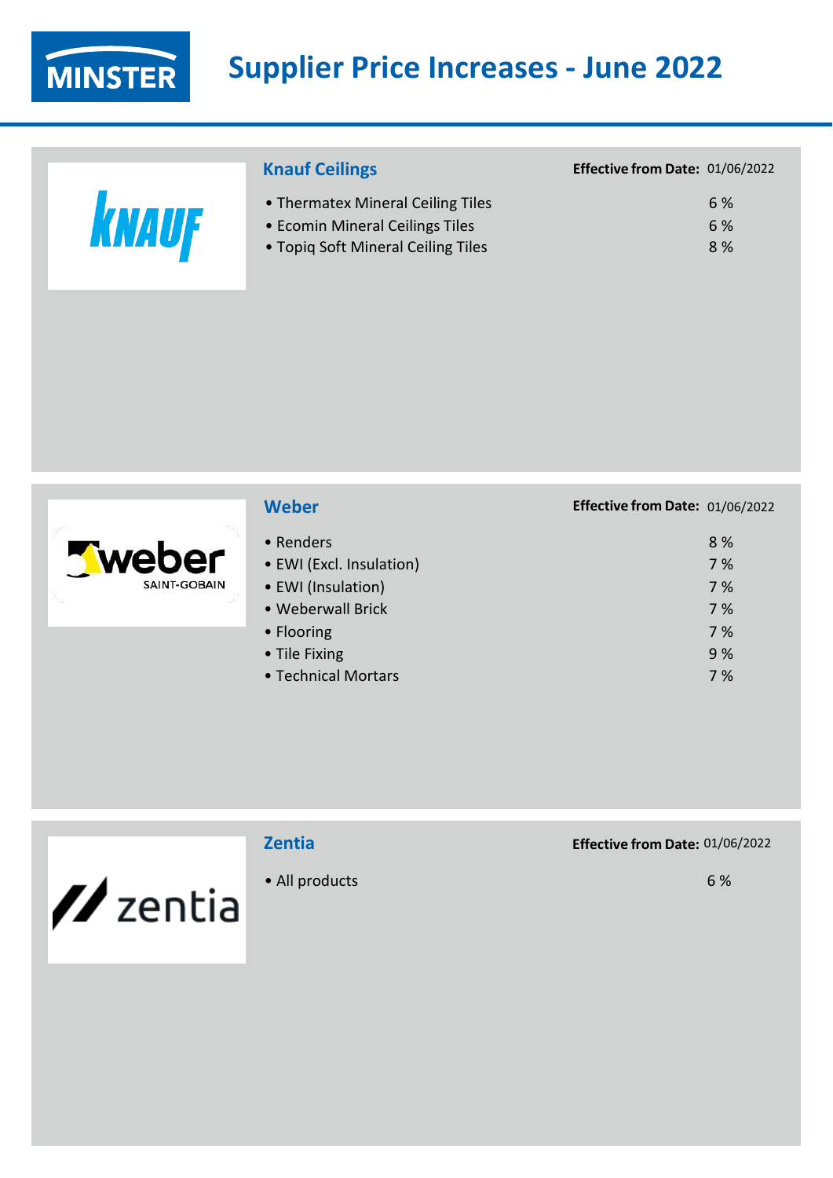# Supplier Price Increases - June 2022

## Knauf Ceilings

**Effective from Date:** 01/06/2022

| Product | Increase |
| --- | --- |
| • Thermatex Mineral Ceiling Tiles | 6 % |
| • Ecomin Mineral Ceilings Tiles | 6 % |
| • Topiq Soft Mineral Ceiling Tiles | 8 % |

## Weber

**Effective from Date:** 01/06/2022

| Product | Increase |
| --- | --- |
| • Renders | 8 % |
| • EWI (Excl. Insulation) | 7 % |
| • EWI (Insulation) | 7 % |
| • Weberwall Brick | 7 % |
| • Flooring | 7 % |
| • Tile Fixing | 9 % |
| • Technical Mortars | 7 % |

## Zentia

**Effective from Date:** 01/06/2022

| Product | Increase |
| --- | --- |
| • All products | 6 % |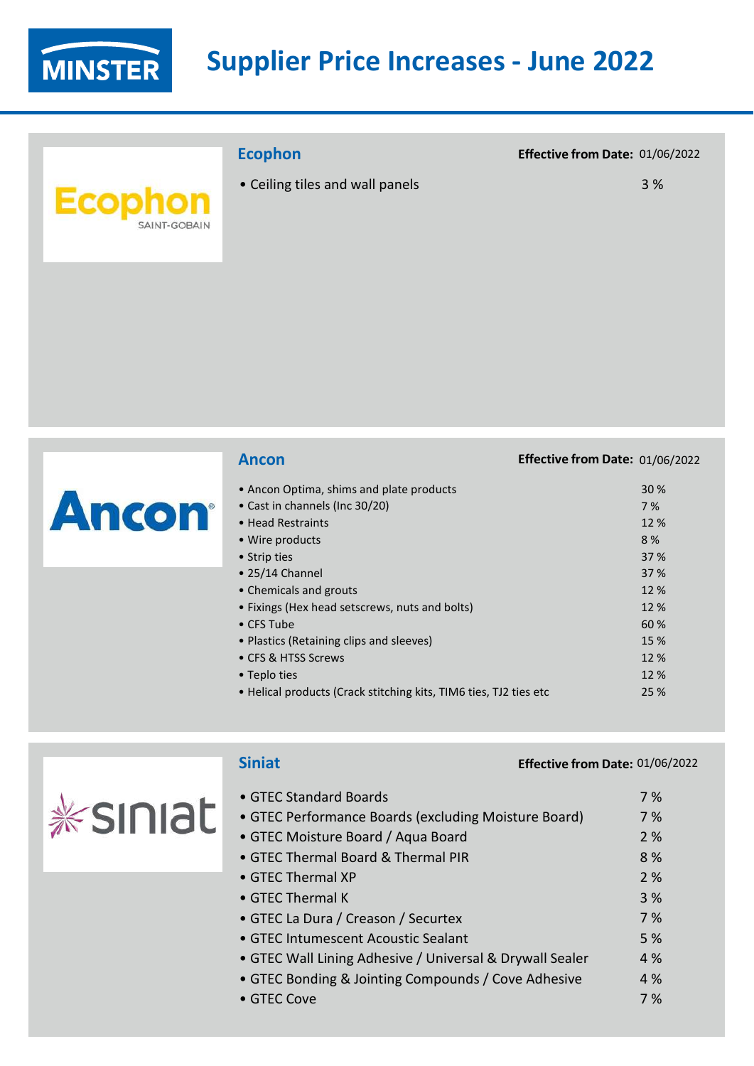# Supplier Price Increases - June 2022

## Ecophon

**Effective from Date:** 01/06/2022

| Product | Increase |
|---|---|
| • Ceiling tiles and wall panels | 3 % |

## Ancon

**Effective from Date:** 01/06/2022

| Product | Increase |
|---|---|
| • Ancon Optima, shims and plate products | 30 % |
| • Cast in channels (Inc 30/20) | 7 % |
| • Head Restraints | 12 % |
| • Wire products | 8 % |
| • Strip ties | 37 % |
| • 25/14 Channel | 37 % |
| • Chemicals and grouts | 12 % |
| • Fixings (Hex head setscrews, nuts and bolts) | 12 % |
| • CFS Tube | 60 % |
| • Plastics (Retaining clips and sleeves) | 15 % |
| • CFS & HTSS Screws | 12 % |
| • Teplo ties | 12 % |
| • Helical products (Crack stitching kits, TIM6 ties, TJ2 ties etc | 25 % |

## Siniat

**Effective from Date:** 01/06/2022

| Product | Increase |
|---|---|
| • GTEC Standard Boards | 7 % |
| • GTEC Performance Boards (excluding Moisture Board) | 7 % |
| • GTEC Moisture Board / Aqua Board | 2 % |
| • GTEC Thermal Board & Thermal PIR | 8 % |
| • GTEC Thermal XP | 2 % |
| • GTEC Thermal K | 3 % |
| • GTEC La Dura / Creason / Securtex | 7 % |
| • GTEC Intumescent Acoustic Sealant | 5 % |
| • GTEC Wall Lining Adhesive / Universal & Drywall Sealer | 4 % |
| • GTEC Bonding & Jointing Compounds / Cove Adhesive | 4 % |
| • GTEC Cove | 7 % |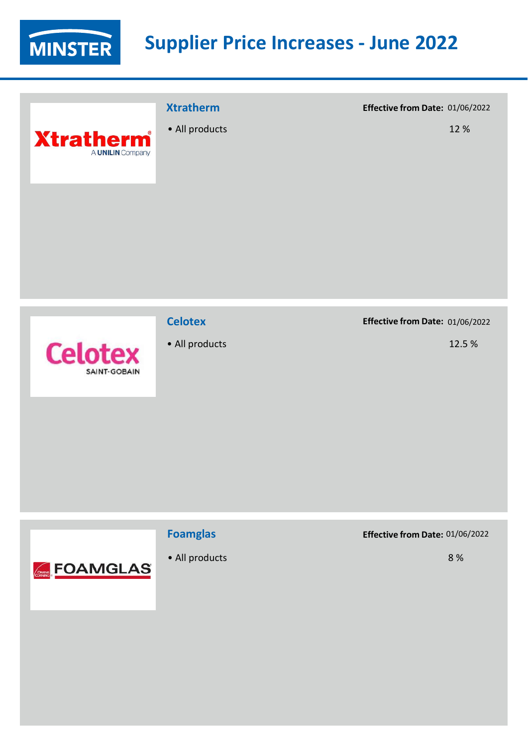# Supplier Price Increases - June 2022

## Xtratherm

**Effective from Date:** 01/06/2022

- All products — 12 %

## Celotex

**Effective from Date:** 01/06/2022

- All products — 12.5 %

## Foamglas

**Effective from Date:** 01/06/2022

- All products — 8 %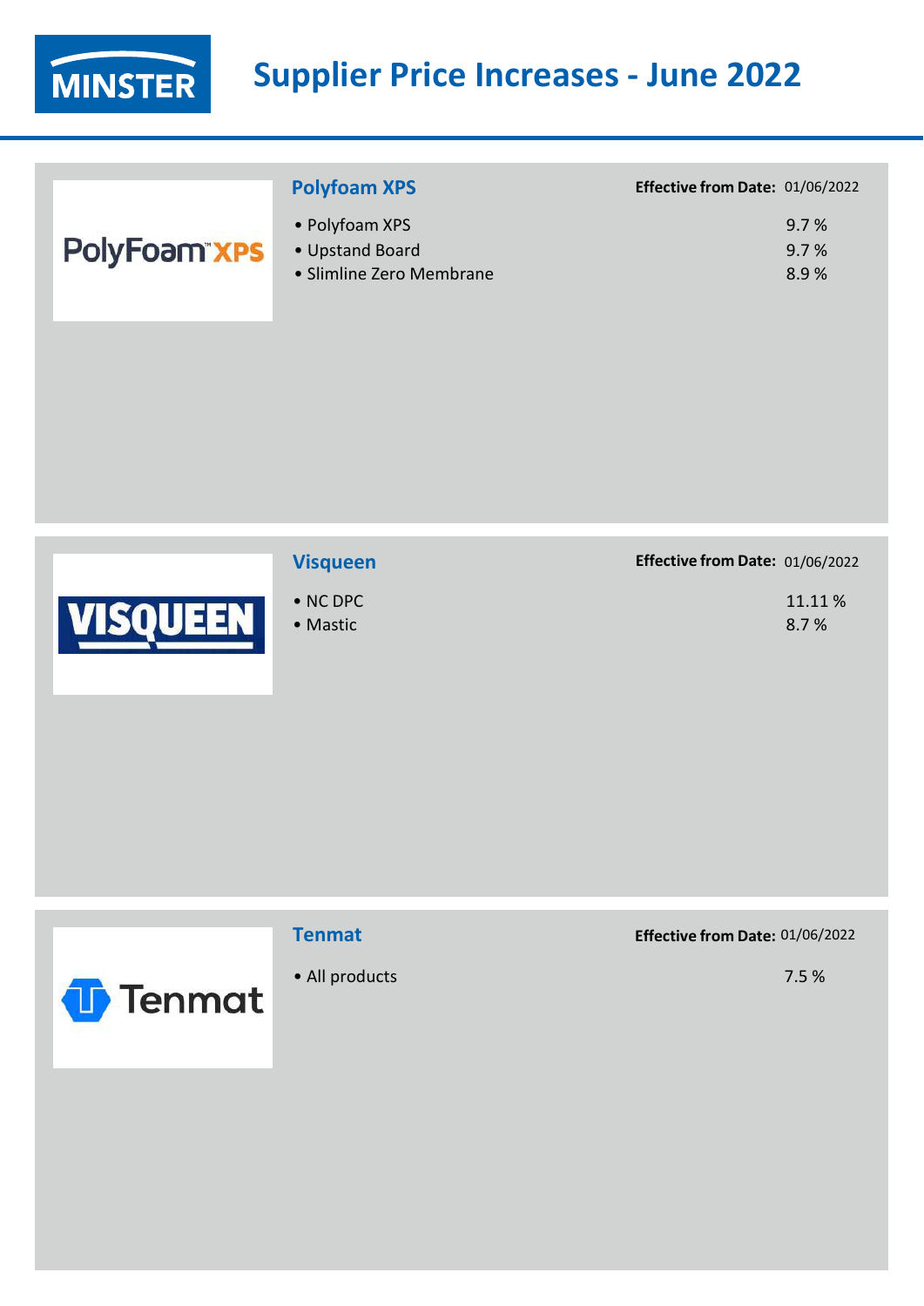# Supplier Price Increases - June 2022

## Polyfoam XPS

**Effective from Date:** 01/06/2022

- Polyfoam XPS — 9.7 %
- Upstand Board — 9.7 %
- Slimline Zero Membrane — 8.9 %

## Visqueen

**Effective from Date:** 01/06/2022

- NC DPC — 11.11 %
- Mastic — 8.7 %

## Tenmat

**Effective from Date:** 01/06/2022

- All products — 7.5 %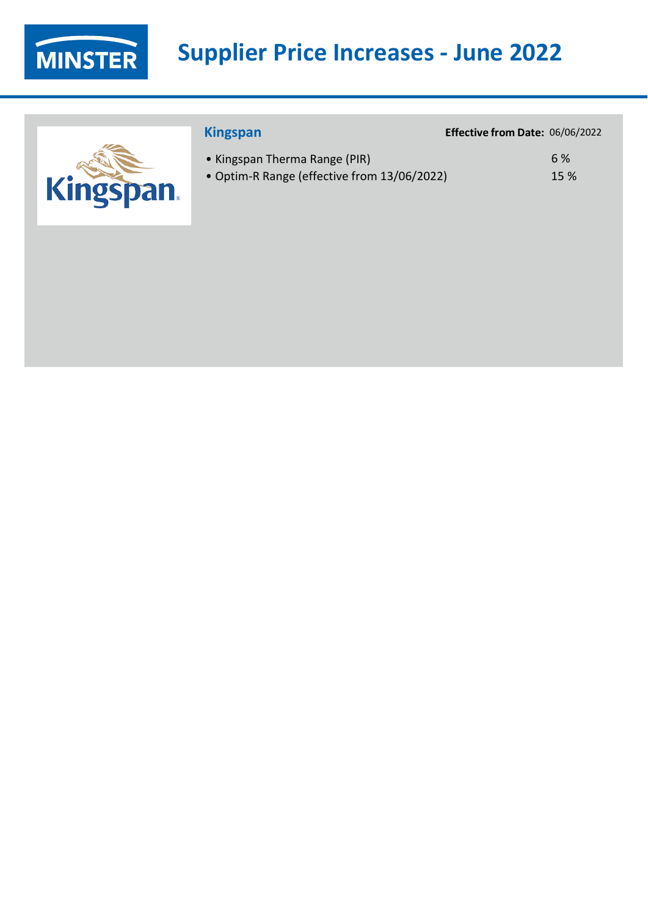# Supplier Price Increases - June 2022

## Kingspan

**Effective from Date:** 06/06/2022

| | |
|---|---|
| • Kingspan Therma Range (PIR) | 6 % |
| • Optim-R Range (effective from 13/06/2022) | 15 % |